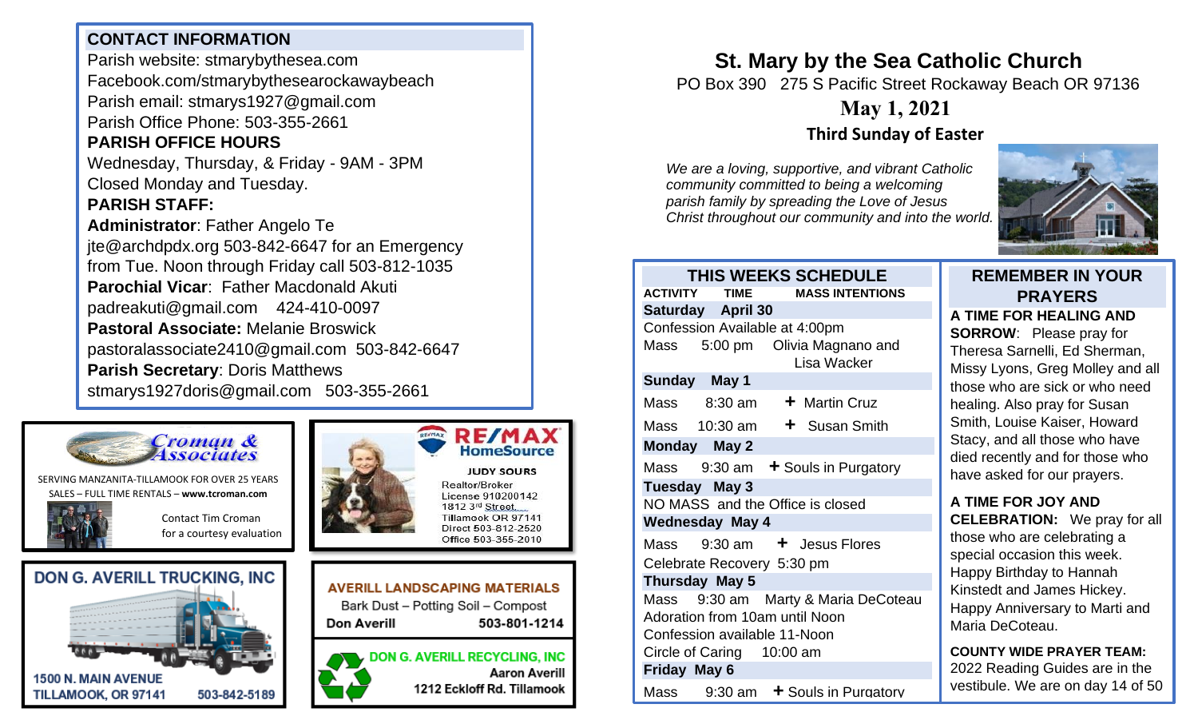# St. Mary by the Sea Catholic Church

PO Box 390 275 S Pacific Street Rockaway Beach OR 97136

## May 1, 2021

### Third Sunday of Easter

*We are a loving, supportive, and vibrant Catholic community committed to being a welcoming parish family by spreading the Love of Jesus Christ throughout our community and into the world.*

## CONTACT INFORMATION

Parish website: stmarybythesea.com
Facebook.com/stmarybythesearockawaybeach
Parish email: stmarys1927@gmail.com
Parish Office Phone: 503-355-2661

**PARISH OFFICE HOURS**

Wednesday, Thursday, & Friday - 9AM - 3PM
Closed Monday and Tuesday.

**PARISH STAFF:**

**Administrator**: Father Angelo Te
jte@archdpdx.org 503-842-6647 for an Emergency from Tue. Noon through Friday call 503-812-1035

**Parochial Vicar**: Father Macdonald Akuti
padreakuti@gmail.com 424-410-0097

**Pastoral Associate:** Melanie Broswick
pastoralassociate2410@gmail.com 503-842-6647

**Parish Secretary**: Doris Matthews
stmarys1927doris@gmail.com 503-355-2661

## THIS WEEKS SCHEDULE

| ACTIVITY | TIME | MASS INTENTIONS |
|---|---|---|
| **Saturday April 30** | | |
| Confession Available at 4:00pm | | |
| Mass | 5:00 pm | Olivia Magnano and Lisa Wacker |
| **Sunday May 1** | | |
| Mass | 8:30 am | ✝ Martin Cruz |
| Mass | 10:30 am | ✝ Susan Smith |
| **Monday May 2** | | |
| Mass | 9:30 am | ✝ Souls in Purgatory |
| **Tuesday May 3** | | |
| NO MASS and the Office is closed | | |
| **Wednesday May 4** | | |
| Mass | 9:30 am | ✝ Jesus Flores |
| Celebrate Recovery | 5:30 pm | |
| **Thursday May 5** | | |
| Mass | 9:30 am | Marty & Maria DeCoteau |
| Adoration from 10am until Noon | | |
| Confession available 11-Noon | | |
| Circle of Caring | 10:00 am | |
| **Friday May 6** | | |
| Mass | 9:30 am | ✝ Souls in Purgatory |

## REMEMBER IN YOUR PRAYERS

**A TIME FOR HEALING AND SORROW**: Please pray for Theresa Sarnelli, Ed Sherman, Missy Lyons, Greg Molley and all those who are sick or who need healing. Also pray for Susan Smith, Louise Kaiser, Howard Stacy, and all those who have died recently and for those who have asked for our prayers.

**A TIME FOR JOY AND CELEBRATION:** We pray for all those who are celebrating a special occasion this week. Happy Birthday to Hannah Kinstedt and James Hickey. Happy Anniversary to Marti and Maria DeCoteau.

**COUNTY WIDE PRAYER TEAM:** 2022 Reading Guides are in the vestibule. We are on day 14 of 50

---

**Croman & Associates**
SERVING MANZANITA-TILLAMOOK FOR OVER 25 YEARS
SALES – FULL TIME RENTALS – **www.tcroman.com**
Contact Tim Croman for a courtesy evaluation

**RE/MAX HomeSource**
JUDY SOURS
Realtor/Broker
License 910200142
1812 3rd Street
Tillamook OR 97141
Direct 503-812-2520
Office 503-355-2010

**DON G. AVERILL TRUCKING, INC**
1500 N. MAIN AVENUE
TILLAMOOK, OR 97141 503-842-5189

**AVERILL LANDSCAPING MATERIALS**
Bark Dust – Potting Soil – Compost
Don Averill 503-801-1214

**DON G. AVERILL RECYCLING, INC**
Aaron Averill
1212 Eckloff Rd. Tillamook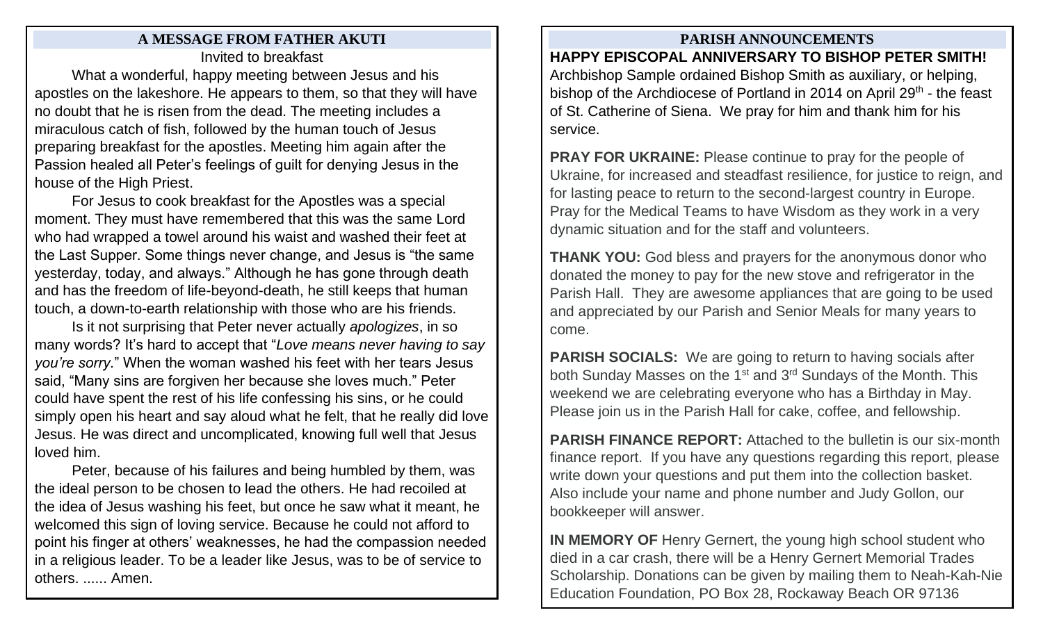## A MESSAGE FROM FATHER AKUTI

Invited to breakfast

What a wonderful, happy meeting between Jesus and his apostles on the lakeshore. He appears to them, so that they will have no doubt that he is risen from the dead. The meeting includes a miraculous catch of fish, followed by the human touch of Jesus preparing breakfast for the apostles. Meeting him again after the Passion healed all Peter's feelings of guilt for denying Jesus in the house of the High Priest.

For Jesus to cook breakfast for the Apostles was a special moment. They must have remembered that this was the same Lord who had wrapped a towel around his waist and washed their feet at the Last Supper. Some things never change, and Jesus is "the same yesterday, today, and always." Although he has gone through death and has the freedom of life-beyond-death, he still keeps that human touch, a down-to-earth relationship with those who are his friends.

Is it not surprising that Peter never actually *apologizes*, in so many words? It's hard to accept that "*Love means never having to say you're sorry.*" When the woman washed his feet with her tears Jesus said, "Many sins are forgiven her because she loves much." Peter could have spent the rest of his life confessing his sins, or he could simply open his heart and say aloud what he felt, that he really did love Jesus. He was direct and uncomplicated, knowing full well that Jesus loved him.

Peter, because of his failures and being humbled by them, was the ideal person to be chosen to lead the others. He had recoiled at the idea of Jesus washing his feet, but once he saw what it meant, he welcomed this sign of loving service. Because he could not afford to point his finger at others' weaknesses, he had the compassion needed in a religious leader. To be a leader like Jesus, was to be of service to others. ...... Amen.

## PARISH ANNOUNCEMENTS

**HAPPY EPISCOPAL ANNIVERSARY TO BISHOP PETER SMITH!** Archbishop Sample ordained Bishop Smith as auxiliary, or helping, bishop of the Archdiocese of Portland in 2014 on April 29th - the feast of St. Catherine of Siena. We pray for him and thank him for his service.

**PRAY FOR UKRAINE:** Please continue to pray for the people of Ukraine, for increased and steadfast resilience, for justice to reign, and for lasting peace to return to the second-largest country in Europe. Pray for the Medical Teams to have Wisdom as they work in a very dynamic situation and for the staff and volunteers.

**THANK YOU:** God bless and prayers for the anonymous donor who donated the money to pay for the new stove and refrigerator in the Parish Hall. They are awesome appliances that are going to be used and appreciated by our Parish and Senior Meals for many years to come.

**PARISH SOCIALS:** We are going to return to having socials after both Sunday Masses on the 1st and 3rd Sundays of the Month. This weekend we are celebrating everyone who has a Birthday in May. Please join us in the Parish Hall for cake, coffee, and fellowship.

**PARISH FINANCE REPORT:** Attached to the bulletin is our six-month finance report. If you have any questions regarding this report, please write down your questions and put them into the collection basket. Also include your name and phone number and Judy Gollon, our bookkeeper will answer.

**IN MEMORY OF** Henry Gernert, the young high school student who died in a car crash, there will be a Henry Gernert Memorial Trades Scholarship. Donations can be given by mailing them to Neah-Kah-Nie Education Foundation, PO Box 28, Rockaway Beach OR 97136